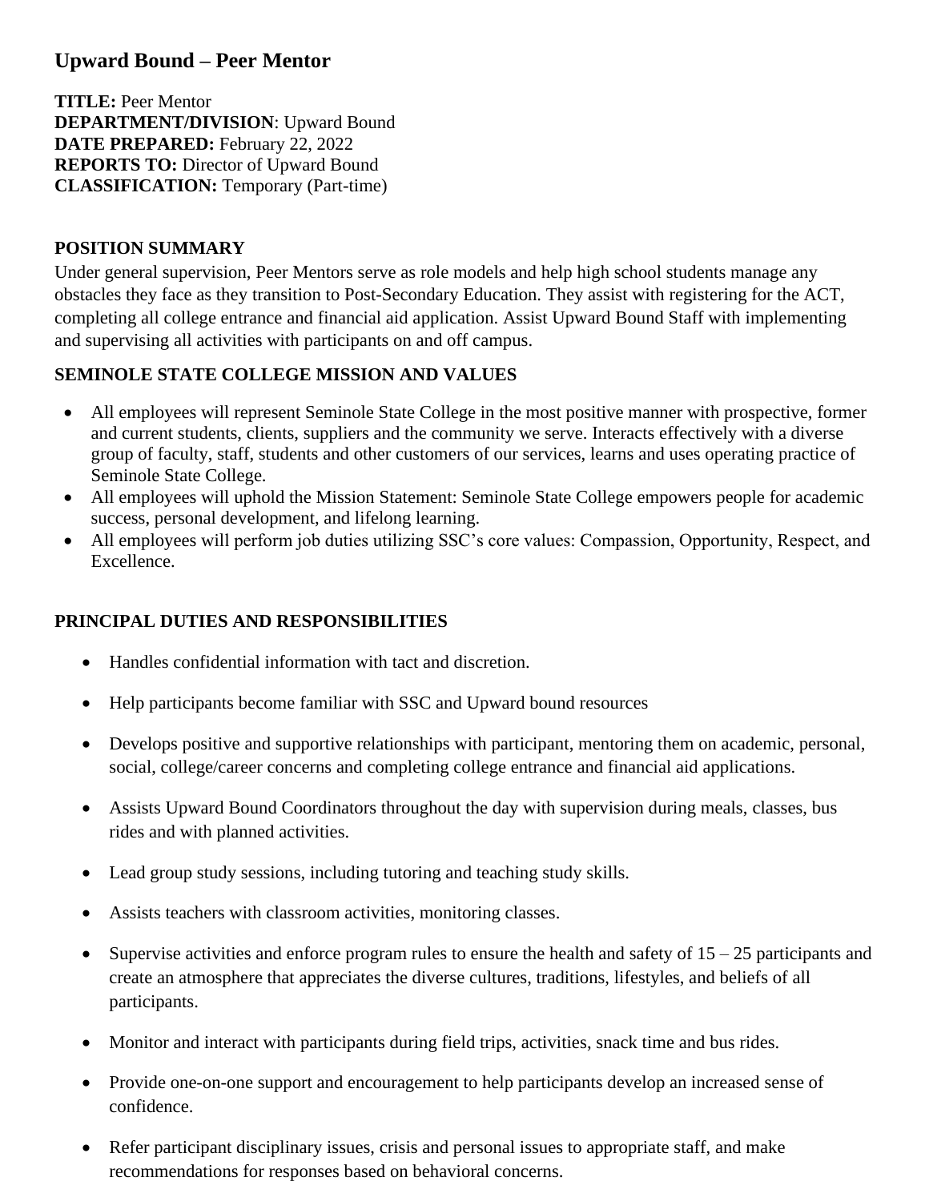# Upward Bound – Peer Mentor

**TITLE:** Peer Mentor
**DEPARTMENT/DIVISION**: Upward Bound
**DATE PREPARED:** February 22, 2022
**REPORTS TO:** Director of Upward Bound
**CLASSIFICATION:** Temporary (Part-time)

## POSITION SUMMARY

Under general supervision, Peer Mentors serve as role models and help high school students manage any obstacles they face as they transition to Post-Secondary Education. They assist with registering for the ACT, completing all college entrance and financial aid application. Assist Upward Bound Staff with implementing and supervising all activities with participants on and off campus.

## SEMINOLE STATE COLLEGE MISSION AND VALUES

- All employees will represent Seminole State College in the most positive manner with prospective, former and current students, clients, suppliers and the community we serve. Interacts effectively with a diverse group of faculty, staff, students and other customers of our services, learns and uses operating practice of Seminole State College.
- All employees will uphold the Mission Statement: Seminole State College empowers people for academic success, personal development, and lifelong learning.
- All employees will perform job duties utilizing SSC's core values: Compassion, Opportunity, Respect, and Excellence.

## PRINCIPAL DUTIES AND RESPONSIBILITIES

- Handles confidential information with tact and discretion.
- Help participants become familiar with SSC and Upward bound resources
- Develops positive and supportive relationships with participant, mentoring them on academic, personal, social, college/career concerns and completing college entrance and financial aid applications.
- Assists Upward Bound Coordinators throughout the day with supervision during meals, classes, bus rides and with planned activities.
- Lead group study sessions, including tutoring and teaching study skills.
- Assists teachers with classroom activities, monitoring classes.
- Supervise activities and enforce program rules to ensure the health and safety of 15 – 25 participants and create an atmosphere that appreciates the diverse cultures, traditions, lifestyles, and beliefs of all participants.
- Monitor and interact with participants during field trips, activities, snack time and bus rides.
- Provide one-on-one support and encouragement to help participants develop an increased sense of confidence.
- Refer participant disciplinary issues, crisis and personal issues to appropriate staff, and make recommendations for responses based on behavioral concerns.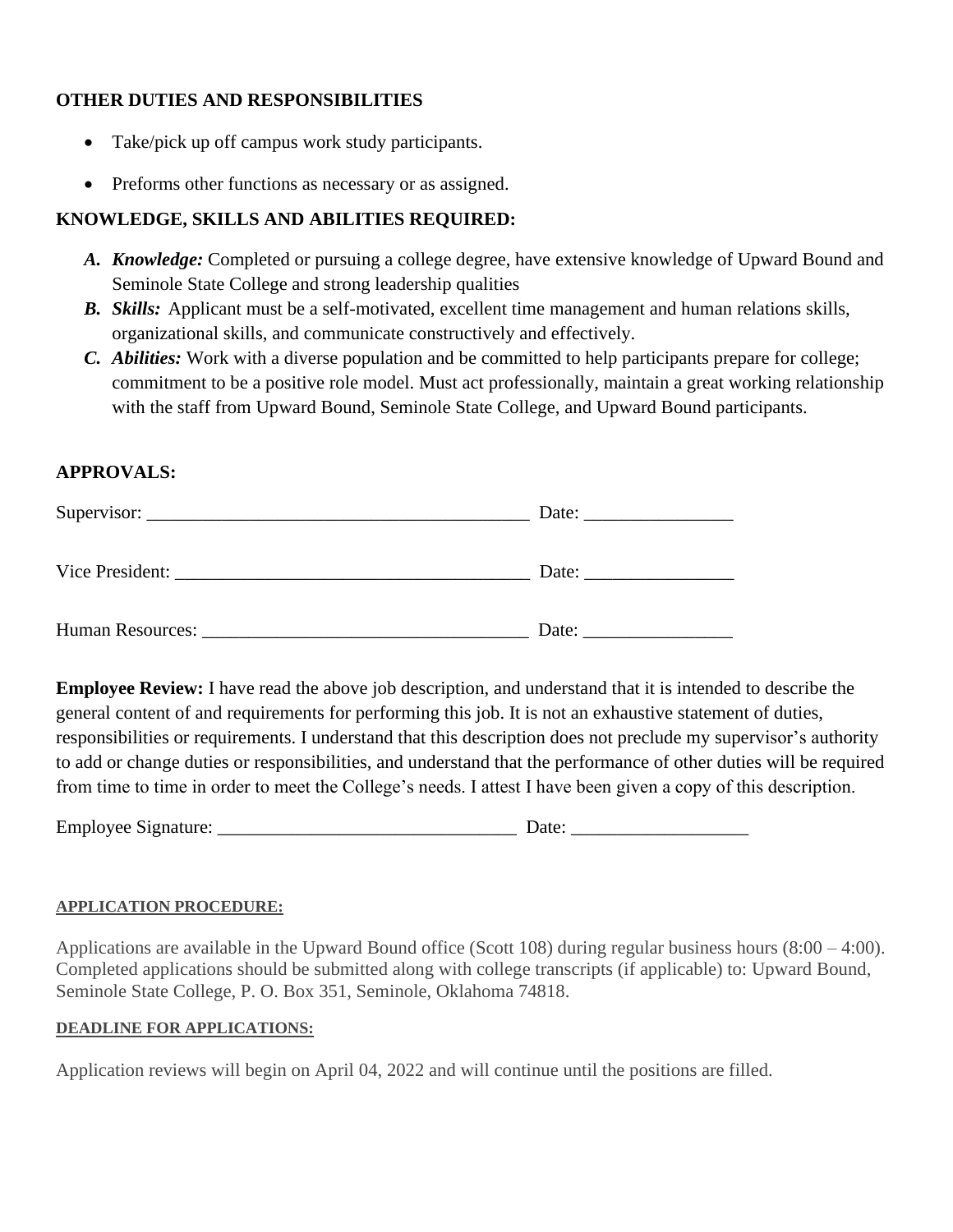**OTHER DUTIES AND RESPONSIBILITIES**

- Take/pick up off campus work study participants.
- Preforms other functions as necessary or as assigned.

**KNOWLEDGE, SKILLS AND ABILITIES REQUIRED:**

A. ***Knowledge:*** Completed or pursuing a college degree, have extensive knowledge of Upward Bound and Seminole State College and strong leadership qualities
B. ***Skills:*** Applicant must be a self-motivated, excellent time management and human relations skills, organizational skills, and communicate constructively and effectively.
C. ***Abilities:*** Work with a diverse population and be committed to help participants prepare for college; commitment to be a positive role model. Must act professionally, maintain a great working relationship with the staff from Upward Bound, Seminole State College, and Upward Bound participants.

**APPROVALS:**

Supervisor: ________________________________________ Date: ________________

Vice President: ____________________________________ Date: ________________

Human Resources: __________________________________ Date: ________________

**Employee Review:** I have read the above job description, and understand that it is intended to describe the general content of and requirements for performing this job. It is not an exhaustive statement of duties, responsibilities or requirements. I understand that this description does not preclude my supervisor's authority to add or change duties or responsibilities, and understand that the performance of other duties will be required from time to time in order to meet the College's needs. I attest I have been given a copy of this description.

Employee Signature: ________________________________ Date: ___________________

**APPLICATION PROCEDURE:**

Applications are available in the Upward Bound office (Scott 108) during regular business hours (8:00 – 4:00). Completed applications should be submitted along with college transcripts (if applicable) to: Upward Bound, Seminole State College, P. O. Box 351, Seminole, Oklahoma 74818.

**DEADLINE FOR APPLICATIONS:**

Application reviews will begin on April 04, 2022 and will continue until the positions are filled.